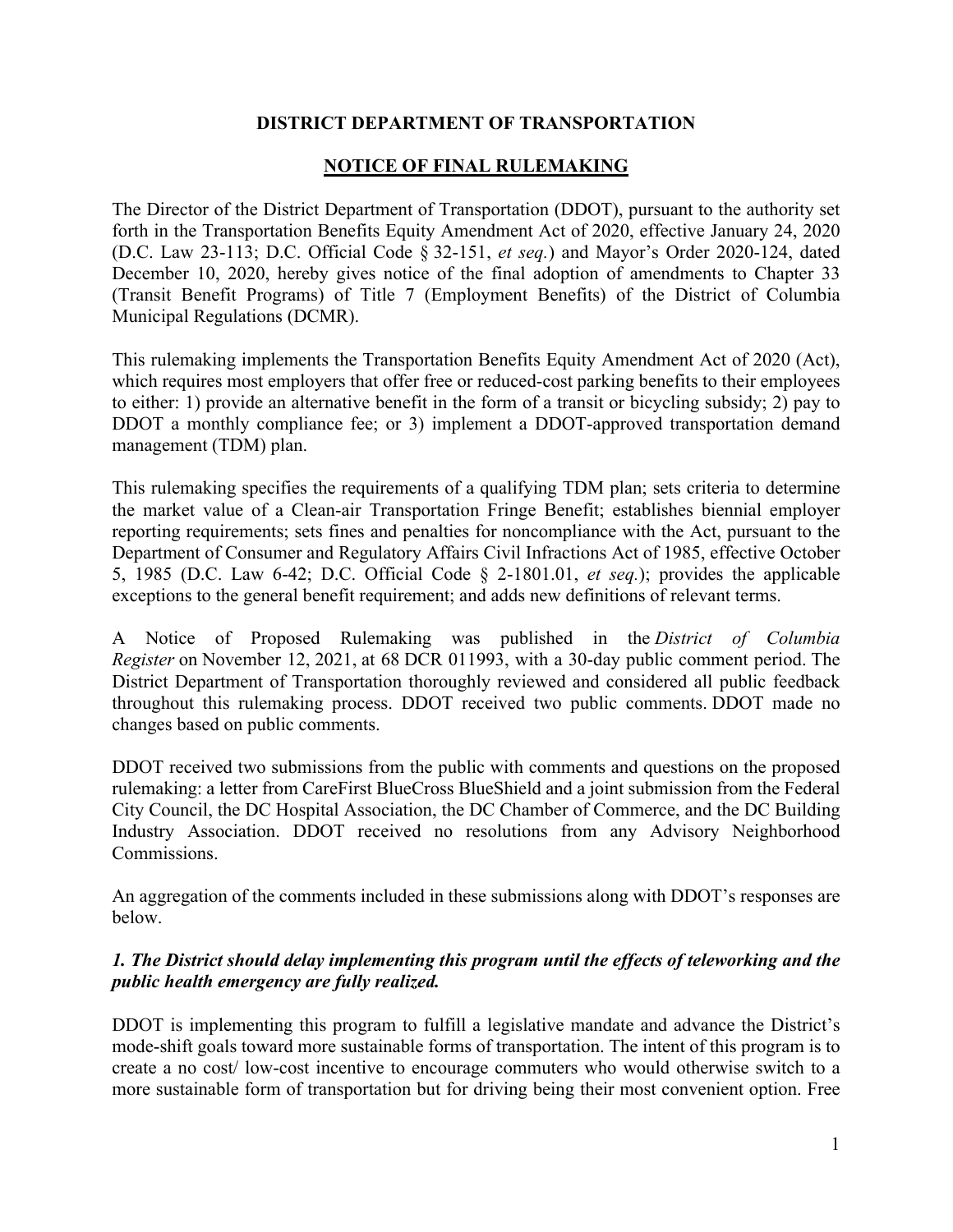**DISTRICT DEPARTMENT OF TRANSPORTATION**

**NOTICE OF FINAL RULEMAKING**

The Director of the District Department of Transportation (DDOT), pursuant to the authority set forth in the Transportation Benefits Equity Amendment Act of 2020, effective January 24, 2020 (D.C. Law 23-113; D.C. Official Code § 32-151, *et seq.*) and Mayor's Order 2020-124, dated December 10, 2020, hereby gives notice of the final adoption of amendments to Chapter 33 (Transit Benefit Programs) of Title 7 (Employment Benefits) of the District of Columbia Municipal Regulations (DCMR).

This rulemaking implements the Transportation Benefits Equity Amendment Act of 2020 (Act), which requires most employers that offer free or reduced-cost parking benefits to their employees to either: 1) provide an alternative benefit in the form of a transit or bicycling subsidy; 2) pay to DDOT a monthly compliance fee; or 3) implement a DDOT-approved transportation demand management (TDM) plan.

This rulemaking specifies the requirements of a qualifying TDM plan; sets criteria to determine the market value of a Clean-air Transportation Fringe Benefit; establishes biennial employer reporting requirements; sets fines and penalties for noncompliance with the Act, pursuant to the Department of Consumer and Regulatory Affairs Civil Infractions Act of 1985, effective October 5, 1985 (D.C. Law 6-42; D.C. Official Code § 2-1801.01, *et seq.*); provides the applicable exceptions to the general benefit requirement; and adds new definitions of relevant terms.

A Notice of Proposed Rulemaking was published in the *District of Columbia Register* on November 12, 2021, at 68 DCR 011993, with a 30-day public comment period. The District Department of Transportation thoroughly reviewed and considered all public feedback throughout this rulemaking process. DDOT received two public comments. DDOT made no changes based on public comments.

DDOT received two submissions from the public with comments and questions on the proposed rulemaking: a letter from CareFirst BlueCross BlueShield and a joint submission from the Federal City Council, the DC Hospital Association, the DC Chamber of Commerce, and the DC Building Industry Association. DDOT received no resolutions from any Advisory Neighborhood Commissions.

An aggregation of the comments included in these submissions along with DDOT's responses are below.

***1. The District should delay implementing this program until the effects of teleworking and the public health emergency are fully realized.***

DDOT is implementing this program to fulfill a legislative mandate and advance the District's mode-shift goals toward more sustainable forms of transportation. The intent of this program is to create a no cost/ low-cost incentive to encourage commuters who would otherwise switch to a more sustainable form of transportation but for driving being their most convenient option. Free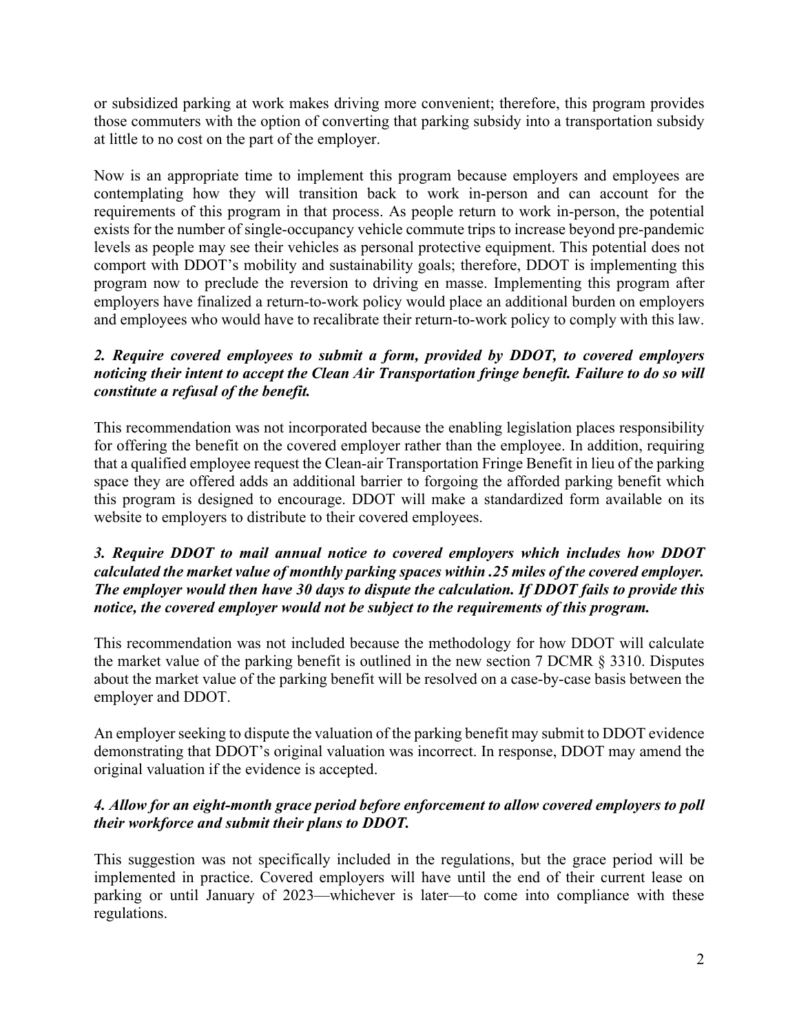or subsidized parking at work makes driving more convenient; therefore, this program provides those commuters with the option of converting that parking subsidy into a transportation subsidy at little to no cost on the part of the employer.

Now is an appropriate time to implement this program because employers and employees are contemplating how they will transition back to work in-person and can account for the requirements of this program in that process. As people return to work in-person, the potential exists for the number of single-occupancy vehicle commute trips to increase beyond pre-pandemic levels as people may see their vehicles as personal protective equipment. This potential does not comport with DDOT's mobility and sustainability goals; therefore, DDOT is implementing this program now to preclude the reversion to driving en masse. Implementing this program after employers have finalized a return-to-work policy would place an additional burden on employers and employees who would have to recalibrate their return-to-work policy to comply with this law.

***2. Require covered employees to submit a form, provided by DDOT, to covered employers noticing their intent to accept the Clean Air Transportation fringe benefit. Failure to do so will constitute a refusal of the benefit.***

This recommendation was not incorporated because the enabling legislation places responsibility for offering the benefit on the covered employer rather than the employee. In addition, requiring that a qualified employee request the Clean-air Transportation Fringe Benefit in lieu of the parking space they are offered adds an additional barrier to forgoing the afforded parking benefit which this program is designed to encourage. DDOT will make a standardized form available on its website to employers to distribute to their covered employees.

***3. Require DDOT to mail annual notice to covered employers which includes how DDOT calculated the market value of monthly parking spaces within .25 miles of the covered employer. The employer would then have 30 days to dispute the calculation. If DDOT fails to provide this notice, the covered employer would not be subject to the requirements of this program.***

This recommendation was not included because the methodology for how DDOT will calculate the market value of the parking benefit is outlined in the new section 7 DCMR § 3310. Disputes about the market value of the parking benefit will be resolved on a case-by-case basis between the employer and DDOT.

An employer seeking to dispute the valuation of the parking benefit may submit to DDOT evidence demonstrating that DDOT's original valuation was incorrect. In response, DDOT may amend the original valuation if the evidence is accepted.

***4. Allow for an eight-month grace period before enforcement to allow covered employers to poll their workforce and submit their plans to DDOT.***

This suggestion was not specifically included in the regulations, but the grace period will be implemented in practice. Covered employers will have until the end of their current lease on parking or until January of 2023—whichever is later—to come into compliance with these regulations.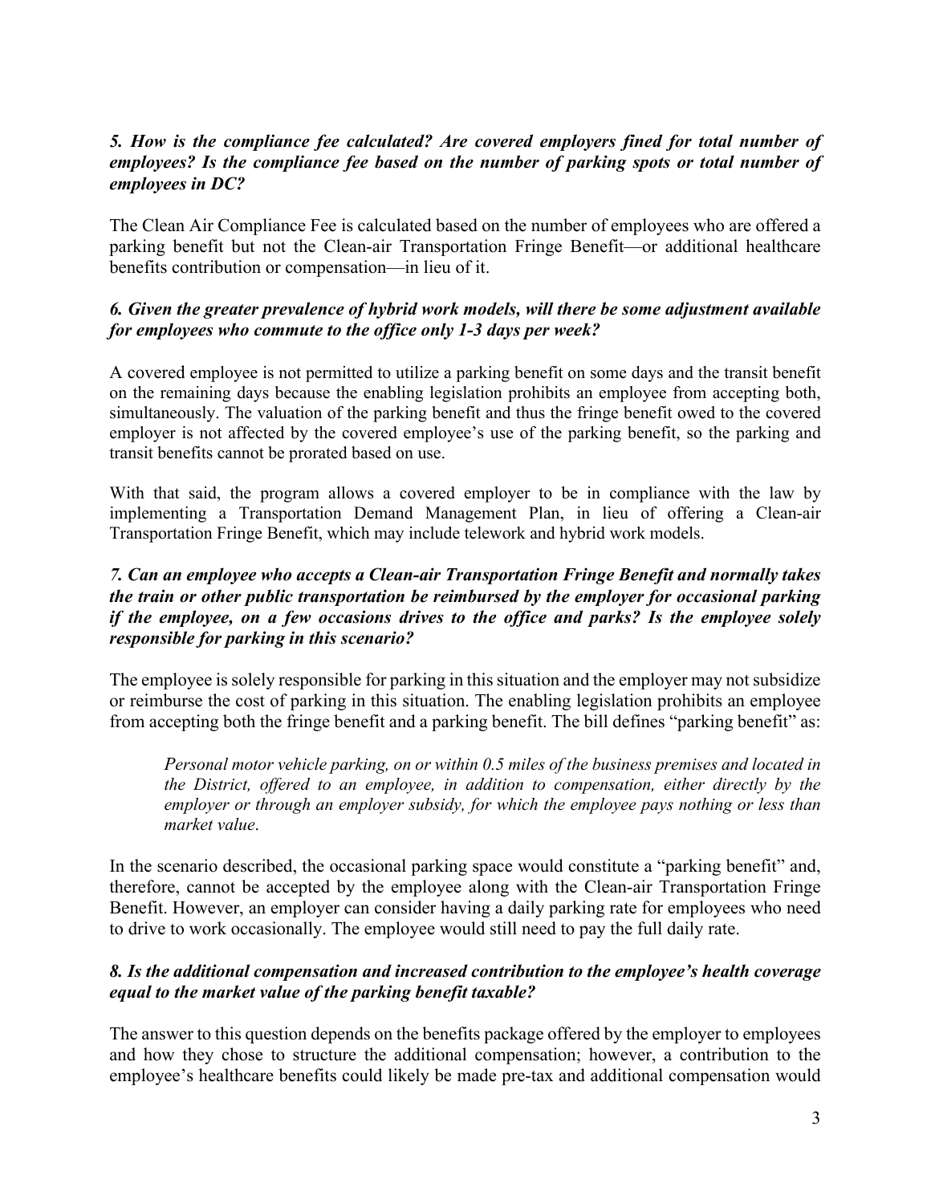***5. How is the compliance fee calculated? Are covered employers fined for total number of employees? Is the compliance fee based on the number of parking spots or total number of employees in DC?***

The Clean Air Compliance Fee is calculated based on the number of employees who are offered a parking benefit but not the Clean-air Transportation Fringe Benefit—or additional healthcare benefits contribution or compensation—in lieu of it.

***6. Given the greater prevalence of hybrid work models, will there be some adjustment available for employees who commute to the office only 1-3 days per week?***

A covered employee is not permitted to utilize a parking benefit on some days and the transit benefit on the remaining days because the enabling legislation prohibits an employee from accepting both, simultaneously. The valuation of the parking benefit and thus the fringe benefit owed to the covered employer is not affected by the covered employee's use of the parking benefit, so the parking and transit benefits cannot be prorated based on use.

With that said, the program allows a covered employer to be in compliance with the law by implementing a Transportation Demand Management Plan, in lieu of offering a Clean-air Transportation Fringe Benefit, which may include telework and hybrid work models.

***7. Can an employee who accepts a Clean-air Transportation Fringe Benefit and normally takes the train or other public transportation be reimbursed by the employer for occasional parking if the employee, on a few occasions drives to the office and parks? Is the employee solely responsible for parking in this scenario?***

The employee is solely responsible for parking in this situation and the employer may not subsidize or reimburse the cost of parking in this situation. The enabling legislation prohibits an employee from accepting both the fringe benefit and a parking benefit. The bill defines "parking benefit" as:

> *Personal motor vehicle parking, on or within 0.5 miles of the business premises and located in the District, offered to an employee, in addition to compensation, either directly by the employer or through an employer subsidy, for which the employee pays nothing or less than market value.*

In the scenario described, the occasional parking space would constitute a "parking benefit" and, therefore, cannot be accepted by the employee along with the Clean-air Transportation Fringe Benefit. However, an employer can consider having a daily parking rate for employees who need to drive to work occasionally. The employee would still need to pay the full daily rate.

***8. Is the additional compensation and increased contribution to the employee's health coverage equal to the market value of the parking benefit taxable?***

The answer to this question depends on the benefits package offered by the employer to employees and how they chose to structure the additional compensation; however, a contribution to the employee's healthcare benefits could likely be made pre-tax and additional compensation would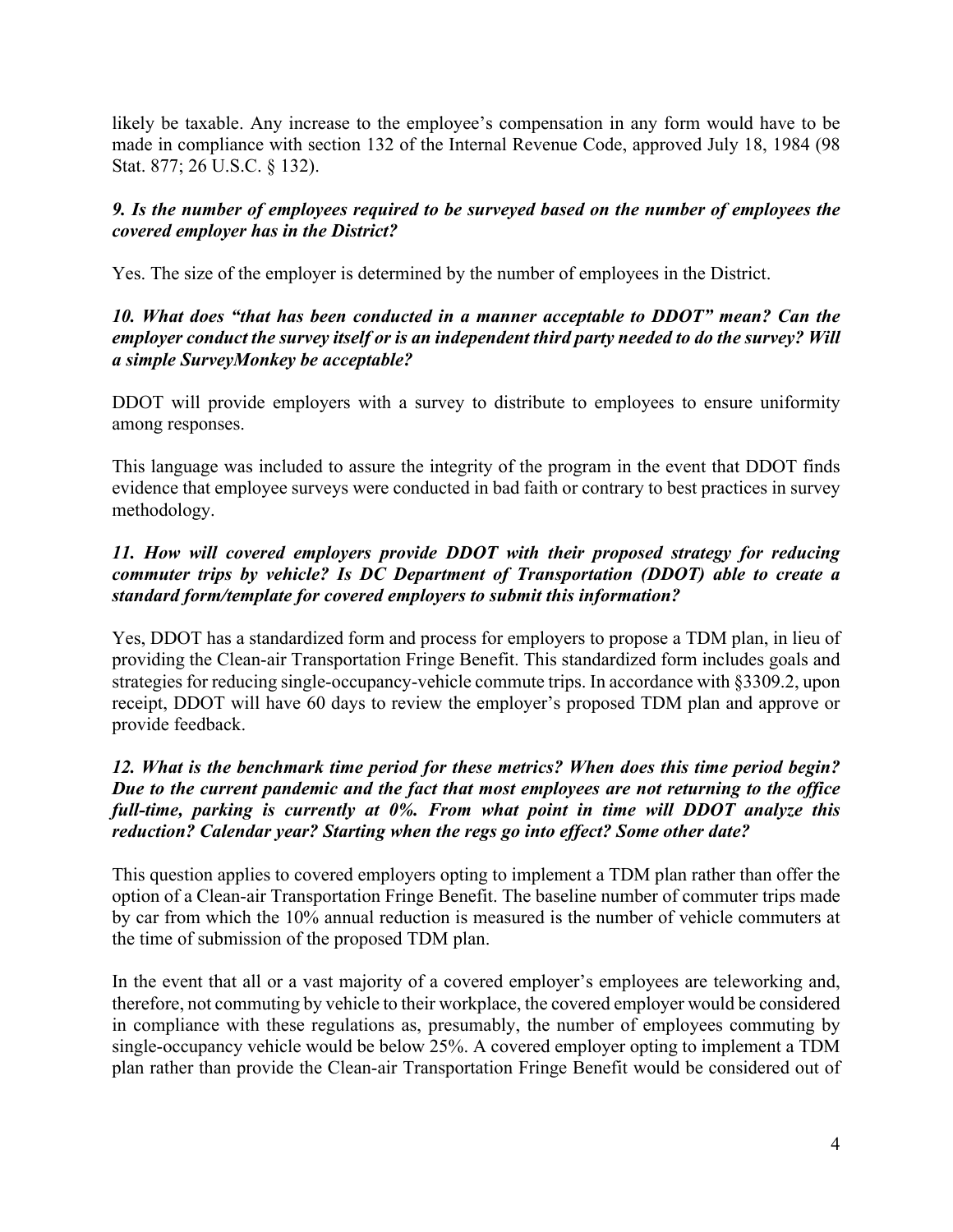likely be taxable. Any increase to the employee's compensation in any form would have to be made in compliance with section 132 of the Internal Revenue Code, approved July 18, 1984 (98 Stat. 877; 26 U.S.C. § 132).

***9. Is the number of employees required to be surveyed based on the number of employees the covered employer has in the District?***

Yes. The size of the employer is determined by the number of employees in the District.

***10. What does "that has been conducted in a manner acceptable to DDOT" mean? Can the employer conduct the survey itself or is an independent third party needed to do the survey? Will a simple SurveyMonkey be acceptable?***

DDOT will provide employers with a survey to distribute to employees to ensure uniformity among responses.

This language was included to assure the integrity of the program in the event that DDOT finds evidence that employee surveys were conducted in bad faith or contrary to best practices in survey methodology.

***11. How will covered employers provide DDOT with their proposed strategy for reducing commuter trips by vehicle? Is DC Department of Transportation (DDOT) able to create a standard form/template for covered employers to submit this information?***

Yes, DDOT has a standardized form and process for employers to propose a TDM plan, in lieu of providing the Clean-air Transportation Fringe Benefit. This standardized form includes goals and strategies for reducing single-occupancy-vehicle commute trips. In accordance with §3309.2, upon receipt, DDOT will have 60 days to review the employer's proposed TDM plan and approve or provide feedback.

***12. What is the benchmark time period for these metrics? When does this time period begin? Due to the current pandemic and the fact that most employees are not returning to the office full-time, parking is currently at 0%. From what point in time will DDOT analyze this reduction? Calendar year? Starting when the regs go into effect? Some other date?***

This question applies to covered employers opting to implement a TDM plan rather than offer the option of a Clean-air Transportation Fringe Benefit. The baseline number of commuter trips made by car from which the 10% annual reduction is measured is the number of vehicle commuters at the time of submission of the proposed TDM plan.

In the event that all or a vast majority of a covered employer's employees are teleworking and, therefore, not commuting by vehicle to their workplace, the covered employer would be considered in compliance with these regulations as, presumably, the number of employees commuting by single-occupancy vehicle would be below 25%. A covered employer opting to implement a TDM plan rather than provide the Clean-air Transportation Fringe Benefit would be considered out of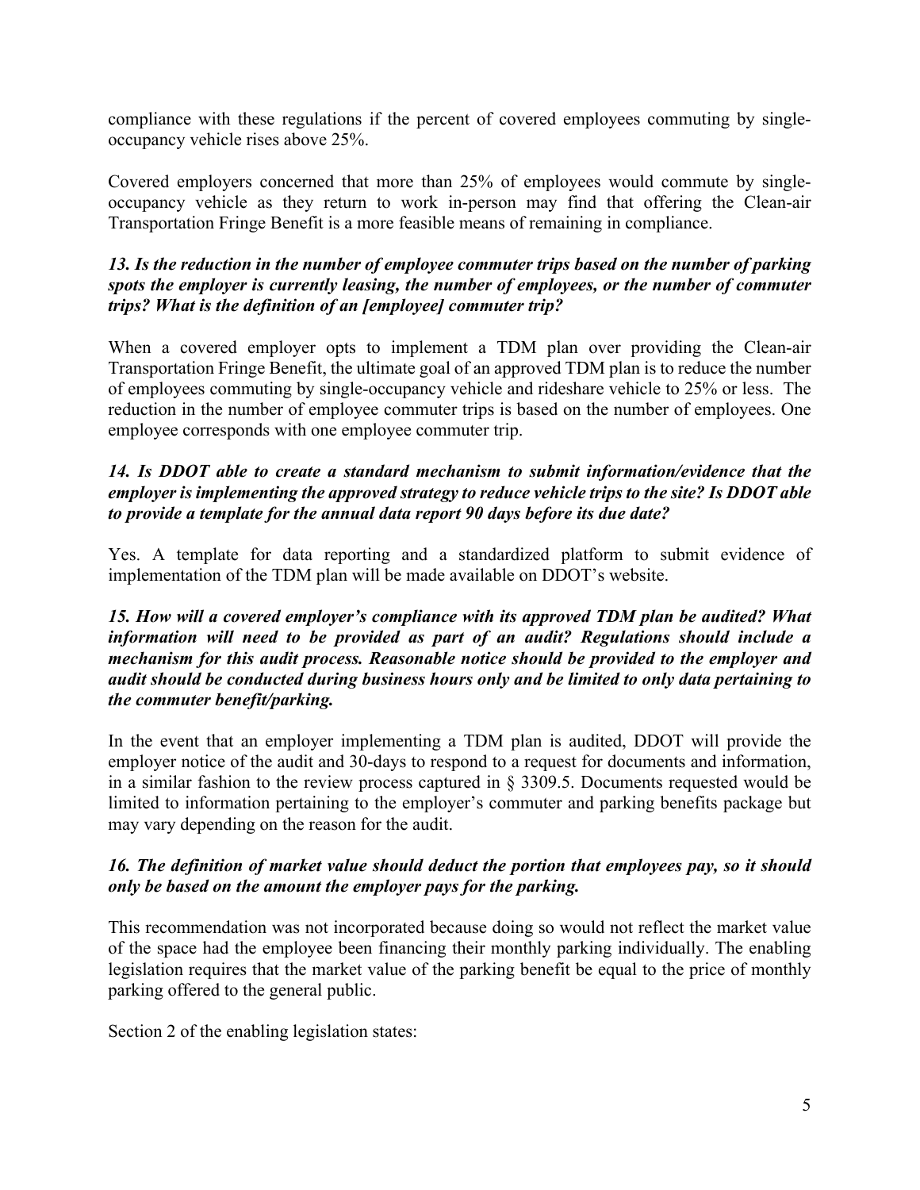compliance with these regulations if the percent of covered employees commuting by single-occupancy vehicle rises above 25%.

Covered employers concerned that more than 25% of employees would commute by single-occupancy vehicle as they return to work in-person may find that offering the Clean-air Transportation Fringe Benefit is a more feasible means of remaining in compliance.

***13. Is the reduction in the number of employee commuter trips based on the number of parking spots the employer is currently leasing, the number of employees, or the number of commuter trips? What is the definition of an [employee] commuter trip?***

When a covered employer opts to implement a TDM plan over providing the Clean-air Transportation Fringe Benefit, the ultimate goal of an approved TDM plan is to reduce the number of employees commuting by single-occupancy vehicle and rideshare vehicle to 25% or less. The reduction in the number of employee commuter trips is based on the number of employees. One employee corresponds with one employee commuter trip.

***14. Is DDOT able to create a standard mechanism to submit information/evidence that the employer is implementing the approved strategy to reduce vehicle trips to the site? Is DDOT able to provide a template for the annual data report 90 days before its due date?***

Yes. A template for data reporting and a standardized platform to submit evidence of implementation of the TDM plan will be made available on DDOT's website.

***15. How will a covered employer's compliance with its approved TDM plan be audited? What information will need to be provided as part of an audit? Regulations should include a mechanism for this audit process. Reasonable notice should be provided to the employer and audit should be conducted during business hours only and be limited to only data pertaining to the commuter benefit/parking.***

In the event that an employer implementing a TDM plan is audited, DDOT will provide the employer notice of the audit and 30-days to respond to a request for documents and information, in a similar fashion to the review process captured in § 3309.5. Documents requested would be limited to information pertaining to the employer's commuter and parking benefits package but may vary depending on the reason for the audit.

***16. The definition of market value should deduct the portion that employees pay, so it should only be based on the amount the employer pays for the parking.***

This recommendation was not incorporated because doing so would not reflect the market value of the space had the employee been financing their monthly parking individually. The enabling legislation requires that the market value of the parking benefit be equal to the price of monthly parking offered to the general public.

Section 2 of the enabling legislation states: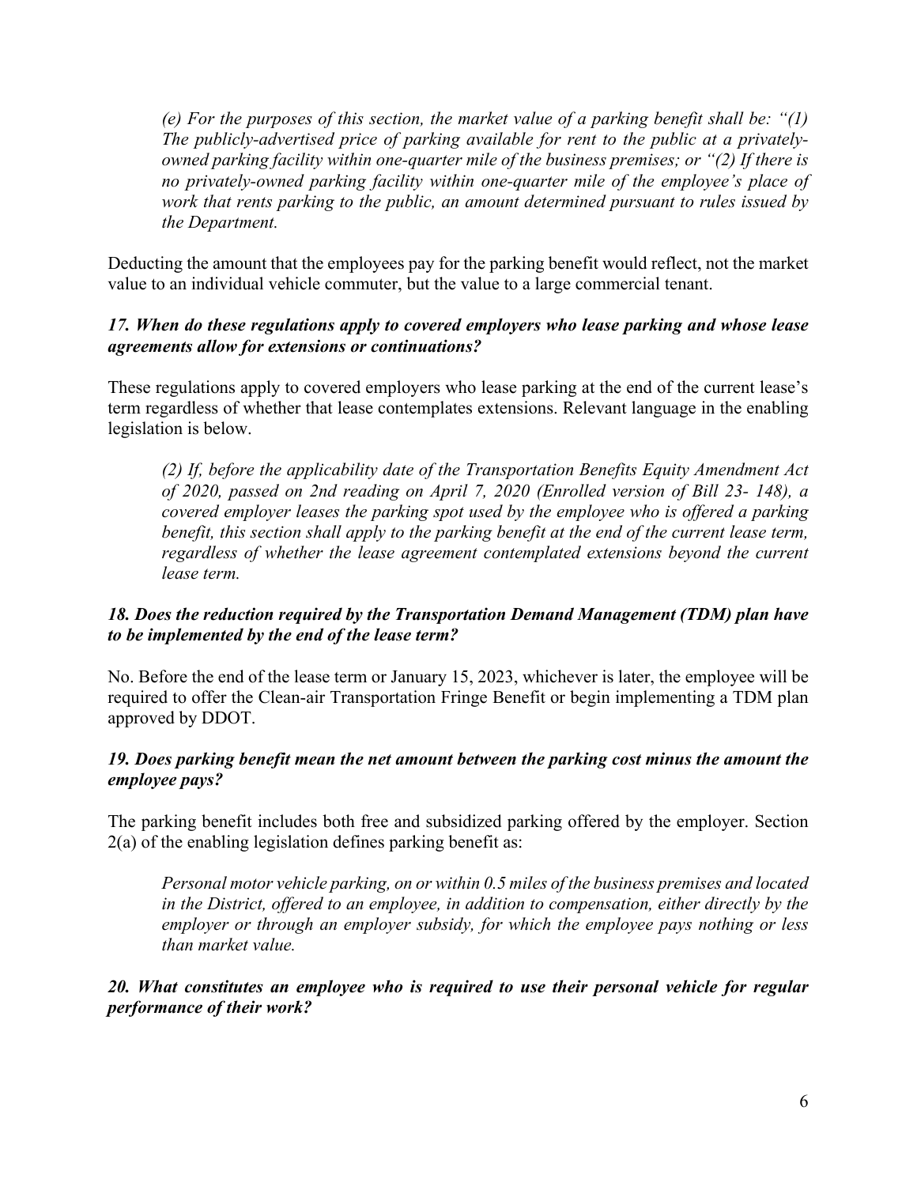*(e) For the purposes of this section, the market value of a parking benefit shall be: "(1) The publicly-advertised price of parking available for rent to the public at a privately-owned parking facility within one-quarter mile of the business premises; or "(2) If there is no privately-owned parking facility within one-quarter mile of the employee's place of work that rents parking to the public, an amount determined pursuant to rules issued by the Department.*

Deducting the amount that the employees pay for the parking benefit would reflect, not the market value to an individual vehicle commuter, but the value to a large commercial tenant.

***17. When do these regulations apply to covered employers who lease parking and whose lease agreements allow for extensions or continuations?***

These regulations apply to covered employers who lease parking at the end of the current lease's term regardless of whether that lease contemplates extensions. Relevant language in the enabling legislation is below.

*(2) If, before the applicability date of the Transportation Benefits Equity Amendment Act of 2020, passed on 2nd reading on April 7, 2020 (Enrolled version of Bill 23- 148), a covered employer leases the parking spot used by the employee who is offered a parking benefit, this section shall apply to the parking benefit at the end of the current lease term, regardless of whether the lease agreement contemplated extensions beyond the current lease term.*

***18. Does the reduction required by the Transportation Demand Management (TDM) plan have to be implemented by the end of the lease term?***

No. Before the end of the lease term or January 15, 2023, whichever is later, the employee will be required to offer the Clean-air Transportation Fringe Benefit or begin implementing a TDM plan approved by DDOT.

***19. Does parking benefit mean the net amount between the parking cost minus the amount the employee pays?***

The parking benefit includes both free and subsidized parking offered by the employer. Section 2(a) of the enabling legislation defines parking benefit as:

*Personal motor vehicle parking, on or within 0.5 miles of the business premises and located in the District, offered to an employee, in addition to compensation, either directly by the employer or through an employer subsidy, for which the employee pays nothing or less than market value.*

***20. What constitutes an employee who is required to use their personal vehicle for regular performance of their work?***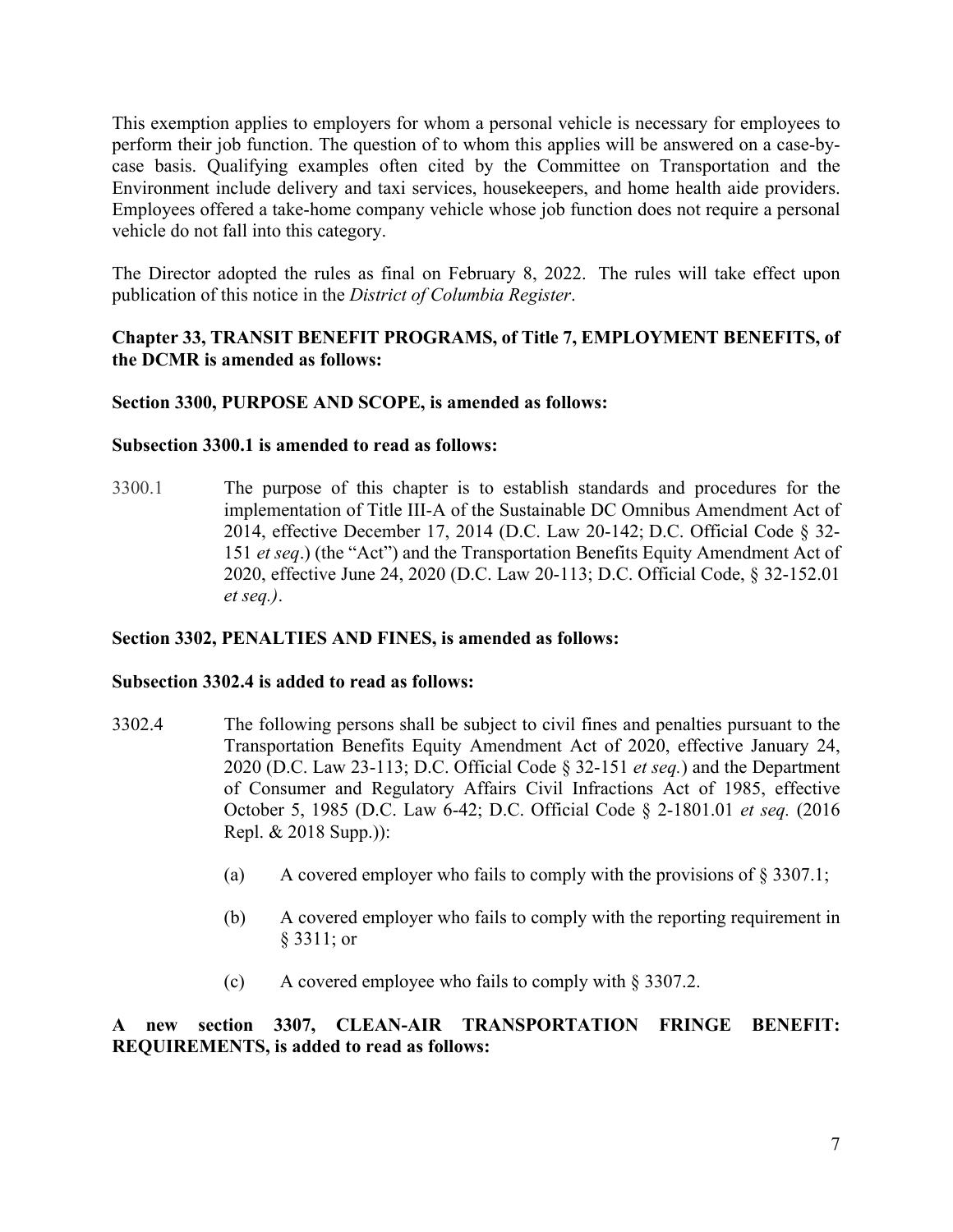This exemption applies to employers for whom a personal vehicle is necessary for employees to perform their job function. The question of to whom this applies will be answered on a case-by-case basis. Qualifying examples often cited by the Committee on Transportation and the Environment include delivery and taxi services, housekeepers, and home health aide providers. Employees offered a take-home company vehicle whose job function does not require a personal vehicle do not fall into this category.

The Director adopted the rules as final on February 8, 2022. The rules will take effect upon publication of this notice in the *District of Columbia Register*.

**Chapter 33, TRANSIT BENEFIT PROGRAMS, of Title 7, EMPLOYMENT BENEFITS, of the DCMR is amended as follows:**

**Section 3300, PURPOSE AND SCOPE, is amended as follows:**

**Subsection 3300.1 is amended to read as follows:**

3300.1 The purpose of this chapter is to establish standards and procedures for the implementation of Title III-A of the Sustainable DC Omnibus Amendment Act of 2014, effective December 17, 2014 (D.C. Law 20-142; D.C. Official Code § 32-151 *et seq*.) (the "Act") and the Transportation Benefits Equity Amendment Act of 2020, effective June 24, 2020 (D.C. Law 20-113; D.C. Official Code, § 32-152.01 *et seq.)*.

**Section 3302, PENALTIES AND FINES, is amended as follows:**

**Subsection 3302.4 is added to read as follows:**

3302.4 The following persons shall be subject to civil fines and penalties pursuant to the Transportation Benefits Equity Amendment Act of 2020, effective January 24, 2020 (D.C. Law 23-113; D.C. Official Code § 32-151 *et seq.*) and the Department of Consumer and Regulatory Affairs Civil Infractions Act of 1985, effective October 5, 1985 (D.C. Law 6-42; D.C. Official Code § 2-1801.01 *et seq.* (2016 Repl. & 2018 Supp.)):

(a) A covered employer who fails to comply with the provisions of § 3307.1;

(b) A covered employer who fails to comply with the reporting requirement in § 3311; or

(c) A covered employee who fails to comply with § 3307.2.

**A new section 3307, CLEAN-AIR TRANSPORTATION FRINGE BENEFIT: REQUIREMENTS, is added to read as follows:**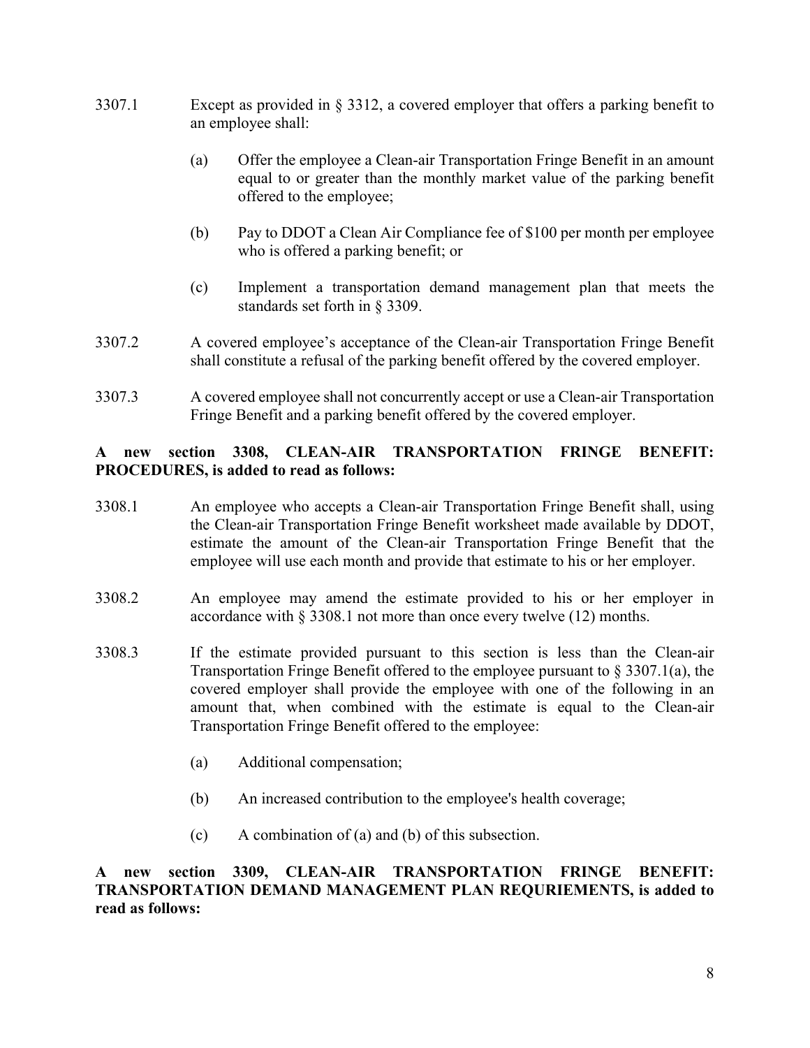3307.1 Except as provided in § 3312, a covered employer that offers a parking benefit to an employee shall:

(a) Offer the employee a Clean-air Transportation Fringe Benefit in an amount equal to or greater than the monthly market value of the parking benefit offered to the employee;

(b) Pay to DDOT a Clean Air Compliance fee of $100 per month per employee who is offered a parking benefit; or

(c) Implement a transportation demand management plan that meets the standards set forth in § 3309.

3307.2 A covered employee's acceptance of the Clean-air Transportation Fringe Benefit shall constitute a refusal of the parking benefit offered by the covered employer.

3307.3 A covered employee shall not concurrently accept or use a Clean-air Transportation Fringe Benefit and a parking benefit offered by the covered employer.

**A new section 3308, CLEAN-AIR TRANSPORTATION FRINGE BENEFIT: PROCEDURES, is added to read as follows:**

3308.1 An employee who accepts a Clean-air Transportation Fringe Benefit shall, using the Clean-air Transportation Fringe Benefit worksheet made available by DDOT, estimate the amount of the Clean-air Transportation Fringe Benefit that the employee will use each month and provide that estimate to his or her employer.

3308.2 An employee may amend the estimate provided to his or her employer in accordance with § 3308.1 not more than once every twelve (12) months.

3308.3 If the estimate provided pursuant to this section is less than the Clean-air Transportation Fringe Benefit offered to the employee pursuant to § 3307.1(a), the covered employer shall provide the employee with one of the following in an amount that, when combined with the estimate is equal to the Clean-air Transportation Fringe Benefit offered to the employee:

(a) Additional compensation;

(b) An increased contribution to the employee's health coverage;

(c) A combination of (a) and (b) of this subsection.

**A new section 3309, CLEAN-AIR TRANSPORTATION FRINGE BENEFIT: TRANSPORTATION DEMAND MANAGEMENT PLAN REQURIEMENTS, is added to read as follows:**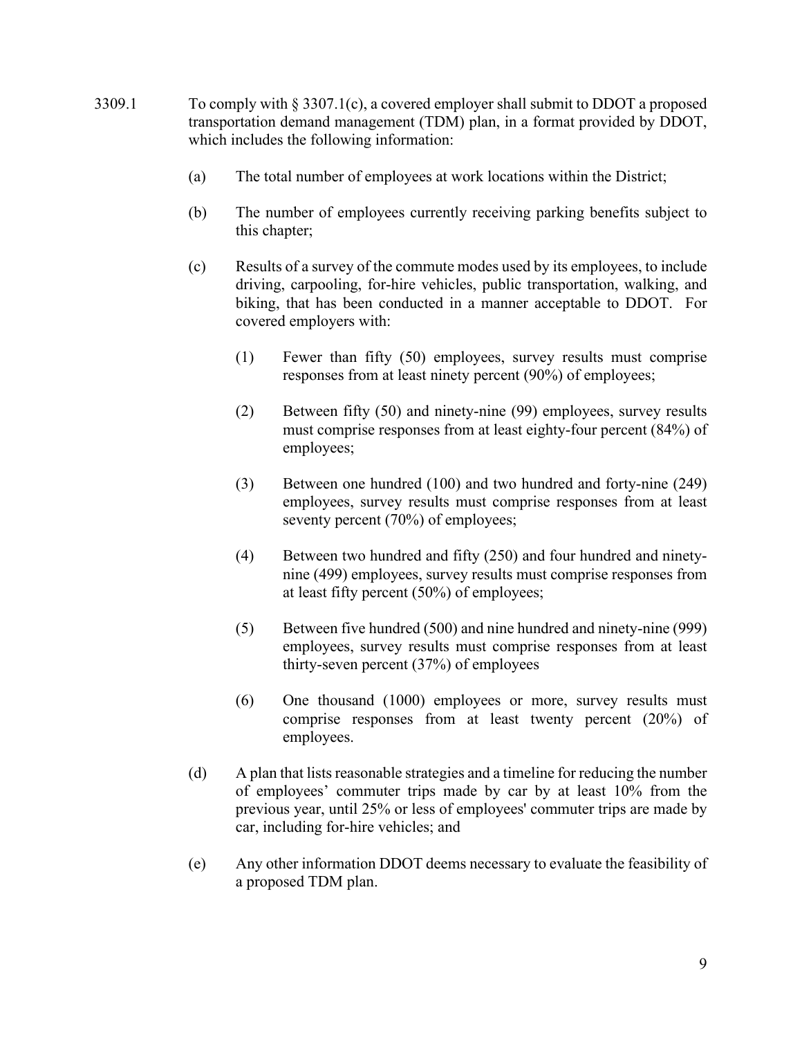3309.1 To comply with § 3307.1(c), a covered employer shall submit to DDOT a proposed transportation demand management (TDM) plan, in a format provided by DDOT, which includes the following information:

(a) The total number of employees at work locations within the District;

(b) The number of employees currently receiving parking benefits subject to this chapter;

(c) Results of a survey of the commute modes used by its employees, to include driving, carpooling, for-hire vehicles, public transportation, walking, and biking, that has been conducted in a manner acceptable to DDOT. For covered employers with:

(1) Fewer than fifty (50) employees, survey results must comprise responses from at least ninety percent (90%) of employees;

(2) Between fifty (50) and ninety-nine (99) employees, survey results must comprise responses from at least eighty-four percent (84%) of employees;

(3) Between one hundred (100) and two hundred and forty-nine (249) employees, survey results must comprise responses from at least seventy percent (70%) of employees;

(4) Between two hundred and fifty (250) and four hundred and ninety-nine (499) employees, survey results must comprise responses from at least fifty percent (50%) of employees;

(5) Between five hundred (500) and nine hundred and ninety-nine (999) employees, survey results must comprise responses from at least thirty-seven percent (37%) of employees

(6) One thousand (1000) employees or more, survey results must comprise responses from at least twenty percent (20%) of employees.

(d) A plan that lists reasonable strategies and a timeline for reducing the number of employees' commuter trips made by car by at least 10% from the previous year, until 25% or less of employees' commuter trips are made by car, including for-hire vehicles; and

(e) Any other information DDOT deems necessary to evaluate the feasibility of a proposed TDM plan.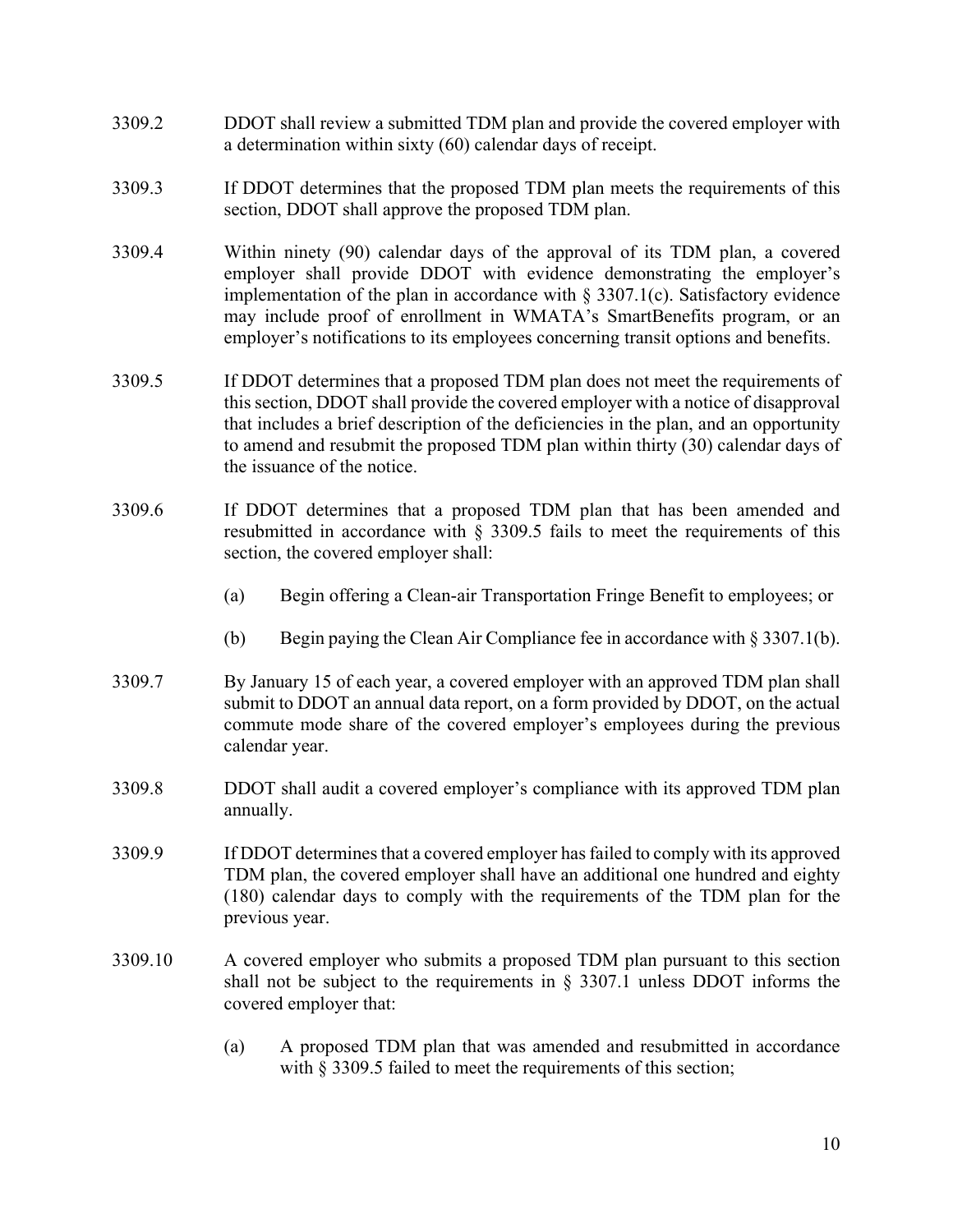3309.2 DDOT shall review a submitted TDM plan and provide the covered employer with a determination within sixty (60) calendar days of receipt.

3309.3 If DDOT determines that the proposed TDM plan meets the requirements of this section, DDOT shall approve the proposed TDM plan.

3309.4 Within ninety (90) calendar days of the approval of its TDM plan, a covered employer shall provide DDOT with evidence demonstrating the employer's implementation of the plan in accordance with § 3307.1(c). Satisfactory evidence may include proof of enrollment in WMATA's SmartBenefits program, or an employer's notifications to its employees concerning transit options and benefits.

3309.5 If DDOT determines that a proposed TDM plan does not meet the requirements of this section, DDOT shall provide the covered employer with a notice of disapproval that includes a brief description of the deficiencies in the plan, and an opportunity to amend and resubmit the proposed TDM plan within thirty (30) calendar days of the issuance of the notice.

3309.6 If DDOT determines that a proposed TDM plan that has been amended and resubmitted in accordance with § 3309.5 fails to meet the requirements of this section, the covered employer shall:

(a) Begin offering a Clean-air Transportation Fringe Benefit to employees; or

(b) Begin paying the Clean Air Compliance fee in accordance with § 3307.1(b).

3309.7 By January 15 of each year, a covered employer with an approved TDM plan shall submit to DDOT an annual data report, on a form provided by DDOT, on the actual commute mode share of the covered employer's employees during the previous calendar year.

3309.8 DDOT shall audit a covered employer's compliance with its approved TDM plan annually.

3309.9 If DDOT determines that a covered employer has failed to comply with its approved TDM plan, the covered employer shall have an additional one hundred and eighty (180) calendar days to comply with the requirements of the TDM plan for the previous year.

3309.10 A covered employer who submits a proposed TDM plan pursuant to this section shall not be subject to the requirements in § 3307.1 unless DDOT informs the covered employer that:

(a) A proposed TDM plan that was amended and resubmitted in accordance with § 3309.5 failed to meet the requirements of this section;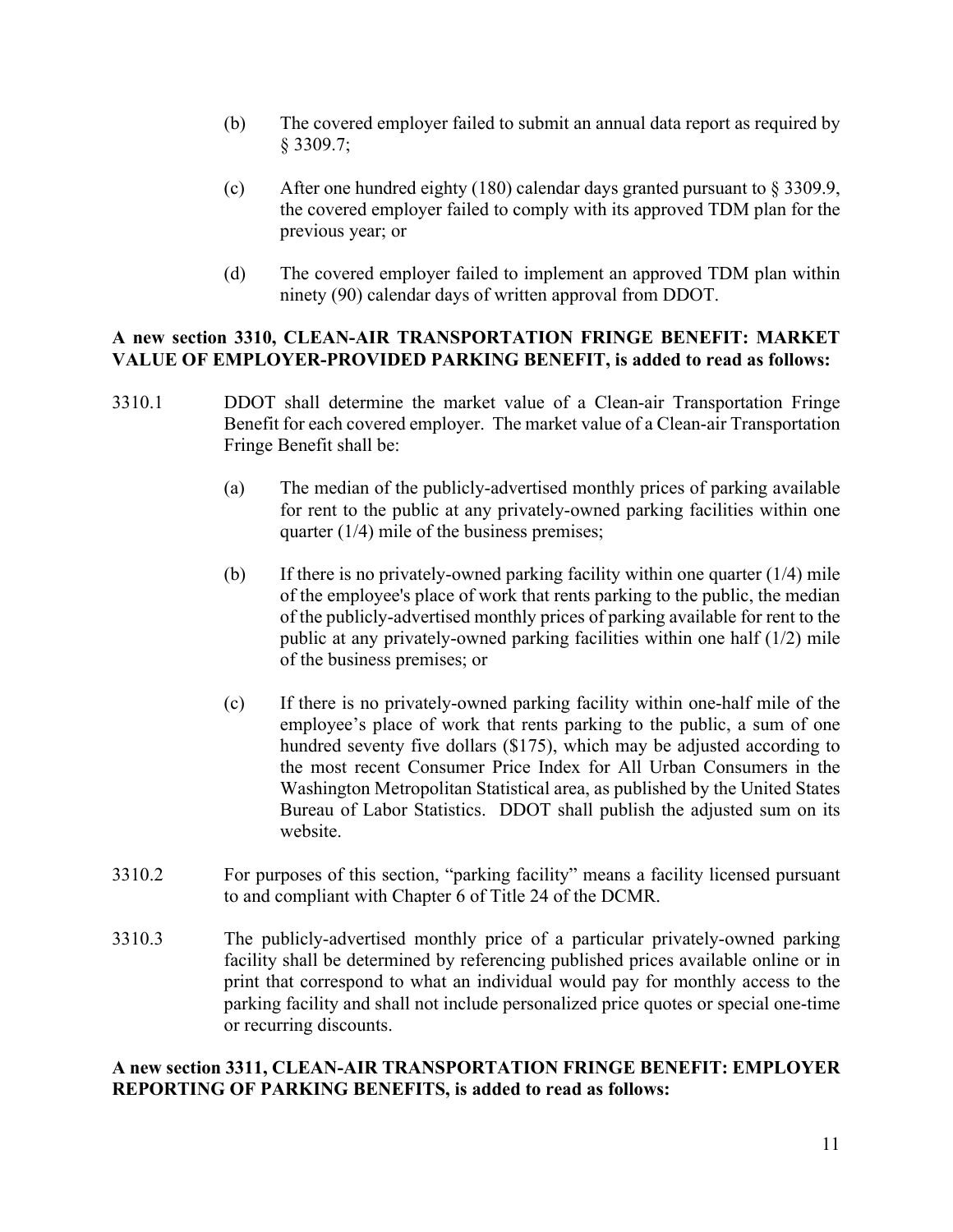(b) The covered employer failed to submit an annual data report as required by § 3309.7;

(c) After one hundred eighty (180) calendar days granted pursuant to § 3309.9, the covered employer failed to comply with its approved TDM plan for the previous year; or

(d) The covered employer failed to implement an approved TDM plan within ninety (90) calendar days of written approval from DDOT.

**A new section 3310, CLEAN-AIR TRANSPORTATION FRINGE BENEFIT: MARKET VALUE OF EMPLOYER-PROVIDED PARKING BENEFIT, is added to read as follows:**

3310.1 DDOT shall determine the market value of a Clean-air Transportation Fringe Benefit for each covered employer. The market value of a Clean-air Transportation Fringe Benefit shall be:

(a) The median of the publicly-advertised monthly prices of parking available for rent to the public at any privately-owned parking facilities within one quarter (1/4) mile of the business premises;

(b) If there is no privately-owned parking facility within one quarter (1/4) mile of the employee's place of work that rents parking to the public, the median of the publicly-advertised monthly prices of parking available for rent to the public at any privately-owned parking facilities within one half (1/2) mile of the business premises; or

(c) If there is no privately-owned parking facility within one-half mile of the employee's place of work that rents parking to the public, a sum of one hundred seventy five dollars ($175), which may be adjusted according to the most recent Consumer Price Index for All Urban Consumers in the Washington Metropolitan Statistical area, as published by the United States Bureau of Labor Statistics. DDOT shall publish the adjusted sum on its website.

3310.2 For purposes of this section, "parking facility" means a facility licensed pursuant to and compliant with Chapter 6 of Title 24 of the DCMR.

3310.3 The publicly-advertised monthly price of a particular privately-owned parking facility shall be determined by referencing published prices available online or in print that correspond to what an individual would pay for monthly access to the parking facility and shall not include personalized price quotes or special one-time or recurring discounts.

**A new section 3311, CLEAN-AIR TRANSPORTATION FRINGE BENEFIT: EMPLOYER REPORTING OF PARKING BENEFITS, is added to read as follows:**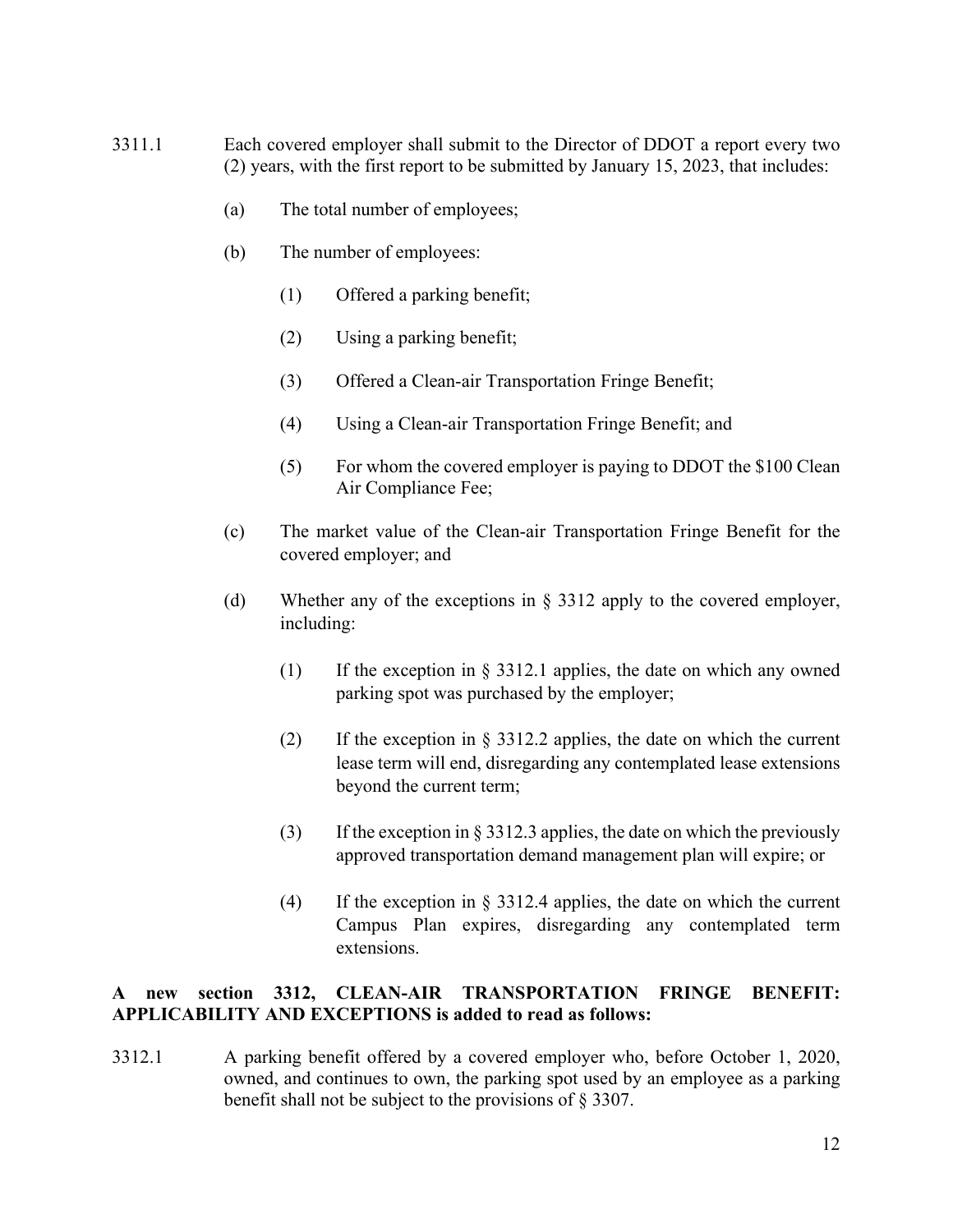3311.1 Each covered employer shall submit to the Director of DDOT a report every two (2) years, with the first report to be submitted by January 15, 2023, that includes:

(a) The total number of employees;

(b) The number of employees:

(1) Offered a parking benefit;

(2) Using a parking benefit;

(3) Offered a Clean-air Transportation Fringe Benefit;

(4) Using a Clean-air Transportation Fringe Benefit; and

(5) For whom the covered employer is paying to DDOT the $100 Clean Air Compliance Fee;

(c) The market value of the Clean-air Transportation Fringe Benefit for the covered employer; and

(d) Whether any of the exceptions in § 3312 apply to the covered employer, including:

(1) If the exception in § 3312.1 applies, the date on which any owned parking spot was purchased by the employer;

(2) If the exception in § 3312.2 applies, the date on which the current lease term will end, disregarding any contemplated lease extensions beyond the current term;

(3) If the exception in § 3312.3 applies, the date on which the previously approved transportation demand management plan will expire; or

(4) If the exception in § 3312.4 applies, the date on which the current Campus Plan expires, disregarding any contemplated term extensions.

**A new section 3312, CLEAN-AIR TRANSPORTATION FRINGE BENEFIT: APPLICABILITY AND EXCEPTIONS is added to read as follows:**

3312.1 A parking benefit offered by a covered employer who, before October 1, 2020, owned, and continues to own, the parking spot used by an employee as a parking benefit shall not be subject to the provisions of § 3307.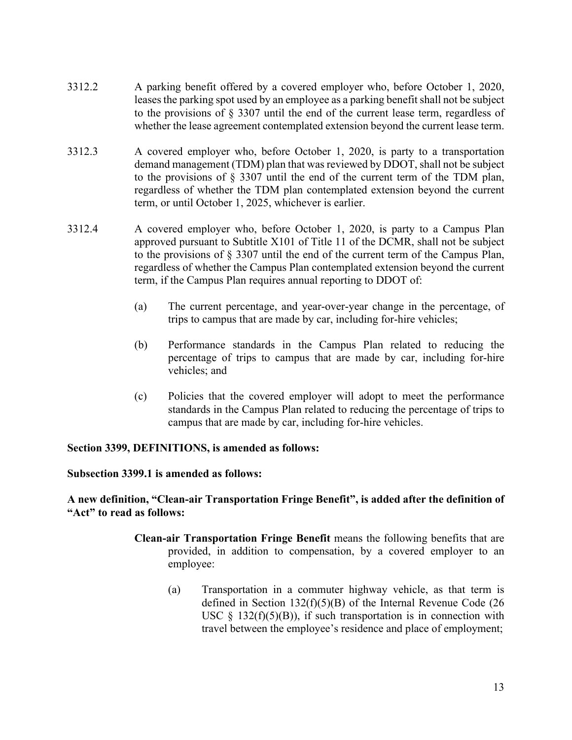3312.2 A parking benefit offered by a covered employer who, before October 1, 2020, leases the parking spot used by an employee as a parking benefit shall not be subject to the provisions of § 3307 until the end of the current lease term, regardless of whether the lease agreement contemplated extension beyond the current lease term.

3312.3 A covered employer who, before October 1, 2020, is party to a transportation demand management (TDM) plan that was reviewed by DDOT, shall not be subject to the provisions of § 3307 until the end of the current term of the TDM plan, regardless of whether the TDM plan contemplated extension beyond the current term, or until October 1, 2025, whichever is earlier.

3312.4 A covered employer who, before October 1, 2020, is party to a Campus Plan approved pursuant to Subtitle X101 of Title 11 of the DCMR, shall not be subject to the provisions of § 3307 until the end of the current term of the Campus Plan, regardless of whether the Campus Plan contemplated extension beyond the current term, if the Campus Plan requires annual reporting to DDOT of:

(a) The current percentage, and year-over-year change in the percentage, of trips to campus that are made by car, including for-hire vehicles;

(b) Performance standards in the Campus Plan related to reducing the percentage of trips to campus that are made by car, including for-hire vehicles; and

(c) Policies that the covered employer will adopt to meet the performance standards in the Campus Plan related to reducing the percentage of trips to campus that are made by car, including for-hire vehicles.

**Section 3399, DEFINITIONS, is amended as follows:**

**Subsection 3399.1 is amended as follows:**

**A new definition, "Clean-air Transportation Fringe Benefit", is added after the definition of "Act" to read as follows:**

**Clean-air Transportation Fringe Benefit** means the following benefits that are provided, in addition to compensation, by a covered employer to an employee:

(a) Transportation in a commuter highway vehicle, as that term is defined in Section 132(f)(5)(B) of the Internal Revenue Code (26 USC § 132(f)(5)(B)), if such transportation is in connection with travel between the employee's residence and place of employment;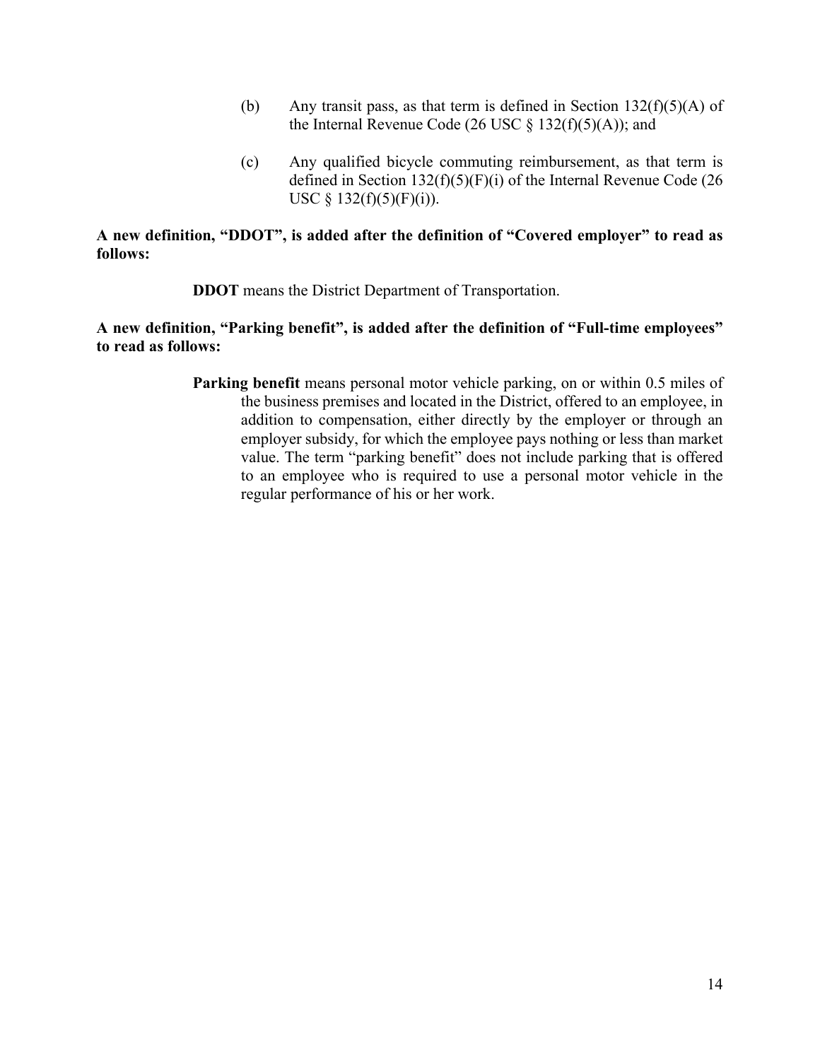(b) Any transit pass, as that term is defined in Section 132(f)(5)(A) of the Internal Revenue Code (26 USC § 132(f)(5)(A)); and

(c) Any qualified bicycle commuting reimbursement, as that term is defined in Section 132(f)(5)(F)(i) of the Internal Revenue Code (26 USC § 132(f)(5)(F)(i)).

**A new definition, "DDOT", is added after the definition of "Covered employer" to read as follows:**

**DDOT** means the District Department of Transportation.

**A new definition, "Parking benefit", is added after the definition of "Full-time employees" to read as follows:**

**Parking benefit** means personal motor vehicle parking, on or within 0.5 miles of the business premises and located in the District, offered to an employee, in addition to compensation, either directly by the employer or through an employer subsidy, for which the employee pays nothing or less than market value. The term "parking benefit" does not include parking that is offered to an employee who is required to use a personal motor vehicle in the regular performance of his or her work.